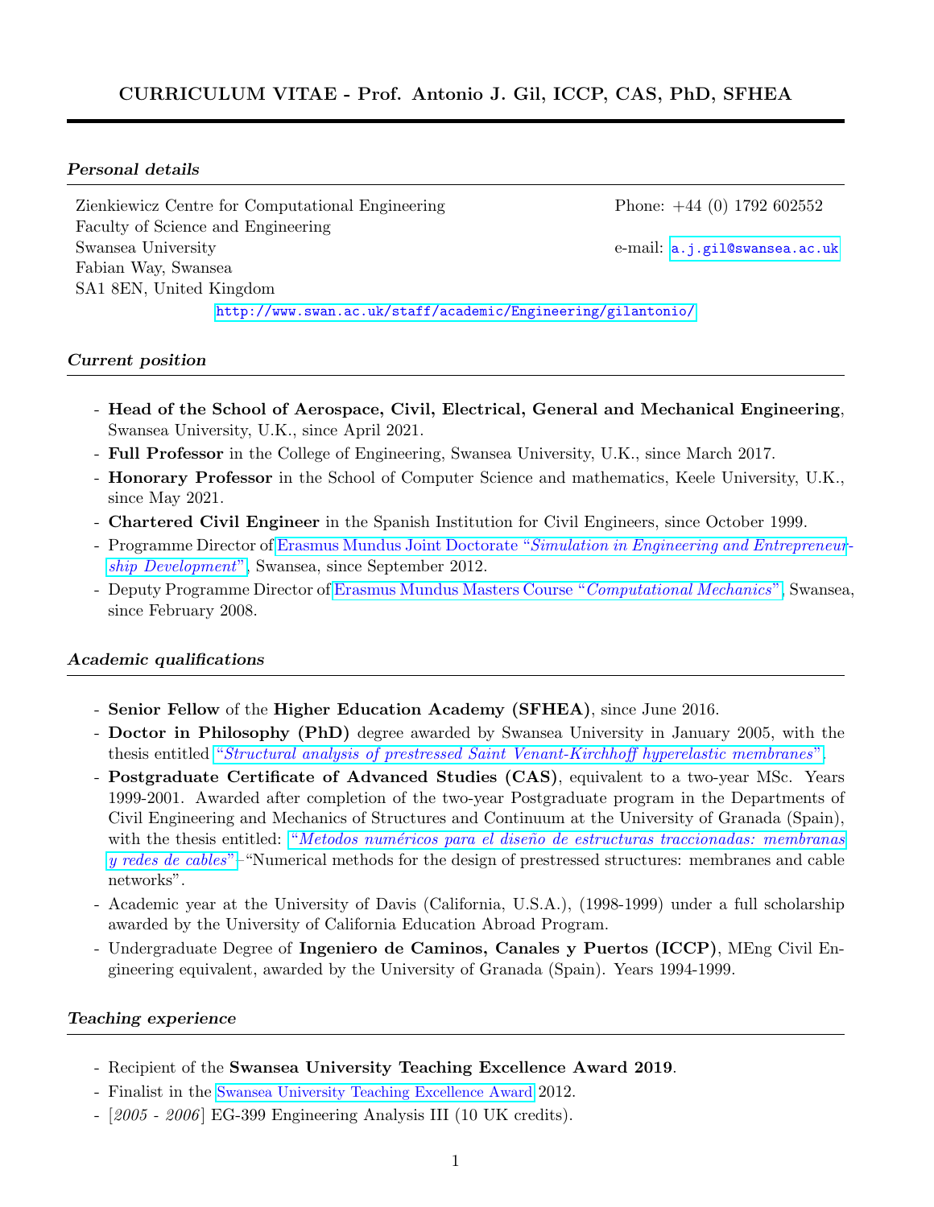# CURRICULUM VITAE - Prof. Antonio J. Gil, ICCP, CAS, PhD, SFHEA

## *Personal details*

Zienkiewicz Centre for Computational Engineering
Faculty of Science and Engineering
Swansea University
Fabian Way, Swansea
SA1 8EN, United Kingdom

Phone: +44 (0) 1792 602552

e-mail: a.j.gil@swansea.ac.uk

http://www.swan.ac.uk/staff/academic/Engineering/gilantonio/

## *Current position*

- **Head of the School of Aerospace, Civil, Electrical, General and Mechanical Engineering**, Swansea University, U.K., since April 2021.
- **Full Professor** in the College of Engineering, Swansea University, U.K., since March 2017.
- **Honorary Professor** in the School of Computer Science and mathematics, Keele University, U.K., since May 2021.
- **Chartered Civil Engineer** in the Spanish Institution for Civil Engineers, since October 1999.
- Programme Director of Erasmus Mundus Joint Doctorate "*Simulation in Engineering and Entrepreneurship Development*", Swansea, since September 2012.
- Deputy Programme Director of Erasmus Mundus Masters Course "*Computational Mechanics*", Swansea, since February 2008.

## *Academic qualifications*

- **Senior Fellow** of the **Higher Education Academy (SFHEA)**, since June 2016.
- **Doctor in Philosophy (PhD)** degree awarded by Swansea University in January 2005, with the thesis entitled "*Structural analysis of prestressed Saint Venant-Kirchhoff hyperelastic membranes*".
- **Postgraduate Certificate of Advanced Studies (CAS)**, equivalent to a two-year MSc. Years 1999-2001. Awarded after completion of the two-year Postgraduate program in the Departments of Civil Engineering and Mechanics of Structures and Continuum at the University of Granada (Spain), with the thesis entitled: "*Metodos numéricos para el diseño de estructuras traccionadas: membranas y redes de cables*"–"Numerical methods for the design of prestressed structures: membranes and cable networks".
- Academic year at the University of Davis (California, U.S.A.), (1998-1999) under a full scholarship awarded by the University of California Education Abroad Program.
- Undergraduate Degree of **Ingeniero de Caminos, Canales y Puertos (ICCP)**, MEng Civil Engineering equivalent, awarded by the University of Granada (Spain). Years 1994-1999.

## *Teaching experience*

- Recipient of the **Swansea University Teaching Excellence Award 2019**.
- Finalist in the Swansea University Teaching Excellence Award 2012.
- [*2005 - 2006*] EG-399 Engineering Analysis III (10 UK credits).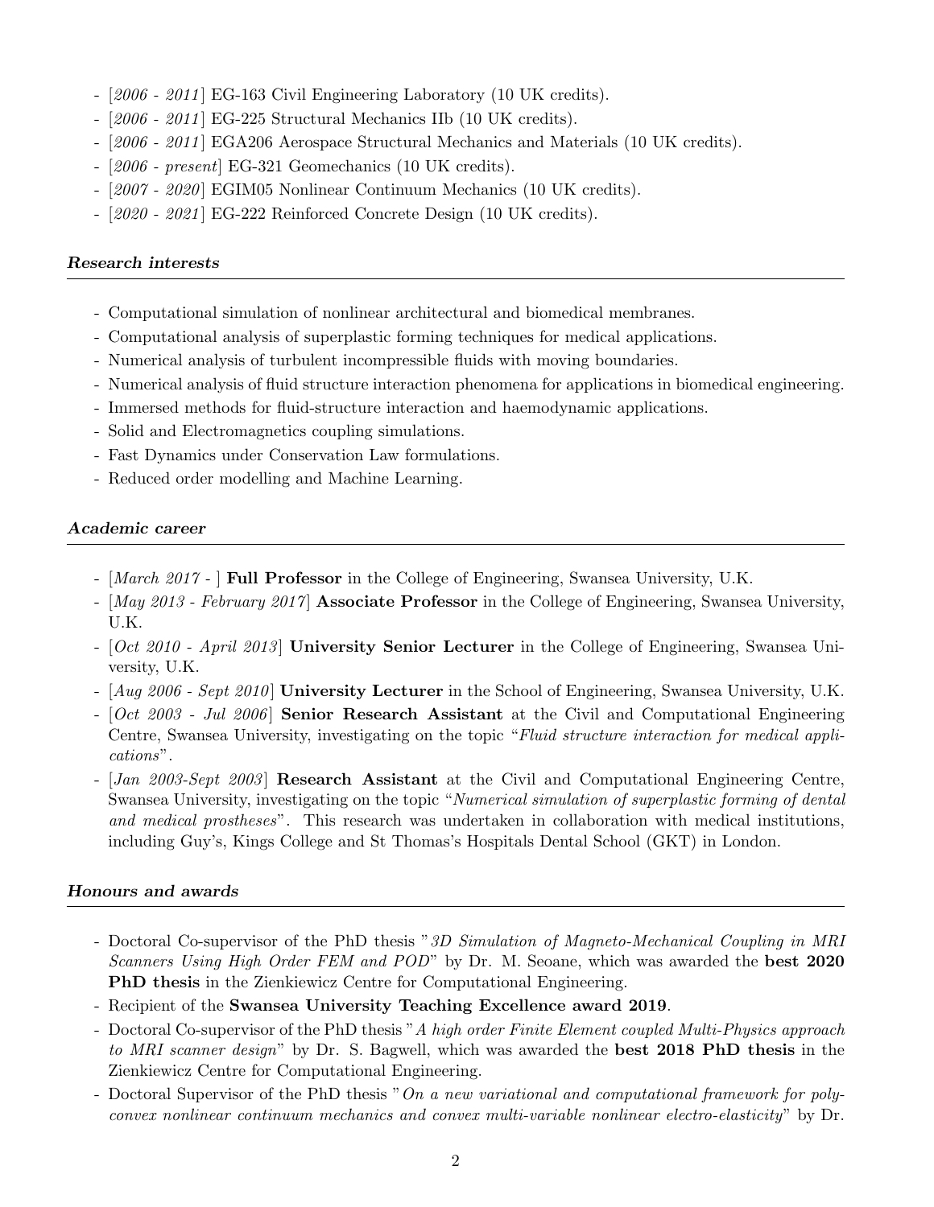- [*2006 - 2011*] EG-163 Civil Engineering Laboratory (10 UK credits).
- [*2006 - 2011*] EG-225 Structural Mechanics IIb (10 UK credits).
- [*2006 - 2011*] EGA206 Aerospace Structural Mechanics and Materials (10 UK credits).
- [*2006 - present*] EG-321 Geomechanics (10 UK credits).
- [*2007 - 2020*] EGIM05 Nonlinear Continuum Mechanics (10 UK credits).
- [*2020 - 2021*] EG-222 Reinforced Concrete Design (10 UK credits).

### *Research interests*

- Computational simulation of nonlinear architectural and biomedical membranes.
- Computational analysis of superplastic forming techniques for medical applications.
- Numerical analysis of turbulent incompressible fluids with moving boundaries.
- Numerical analysis of fluid structure interaction phenomena for applications in biomedical engineering.
- Immersed methods for fluid-structure interaction and haemodynamic applications.
- Solid and Electromagnetics coupling simulations.
- Fast Dynamics under Conservation Law formulations.
- Reduced order modelling and Machine Learning.

### *Academic career*

- [*March 2017 -* ] **Full Professor** in the College of Engineering, Swansea University, U.K.
- [*May 2013 - February 2017*] **Associate Professor** in the College of Engineering, Swansea University, U.K.
- [*Oct 2010 - April 2013*] **University Senior Lecturer** in the College of Engineering, Swansea University, U.K.
- [*Aug 2006 - Sept 2010*] **University Lecturer** in the School of Engineering, Swansea University, U.K.
- [*Oct 2003 - Jul 2006*] **Senior Research Assistant** at the Civil and Computational Engineering Centre, Swansea University, investigating on the topic "*Fluid structure interaction for medical applications*".
- [*Jan 2003-Sept 2003*] **Research Assistant** at the Civil and Computational Engineering Centre, Swansea University, investigating on the topic "*Numerical simulation of superplastic forming of dental and medical prostheses*". This research was undertaken in collaboration with medical institutions, including Guy's, Kings College and St Thomas's Hospitals Dental School (GKT) in London.

### *Honours and awards*

- Doctoral Co-supervisor of the PhD thesis "*3D Simulation of Magneto-Mechanical Coupling in MRI Scanners Using High Order FEM and POD*" by Dr. M. Seoane, which was awarded the **best 2020 PhD thesis** in the Zienkiewicz Centre for Computational Engineering.
- Recipient of the **Swansea University Teaching Excellence award 2019**.
- Doctoral Co-supervisor of the PhD thesis "*A high order Finite Element coupled Multi-Physics approach to MRI scanner design*" by Dr. S. Bagwell, which was awarded the **best 2018 PhD thesis** in the Zienkiewicz Centre for Computational Engineering.
- Doctoral Supervisor of the PhD thesis "*On a new variational and computational framework for polyconvex nonlinear continuum mechanics and convex multi-variable nonlinear electro-elasticity*" by Dr.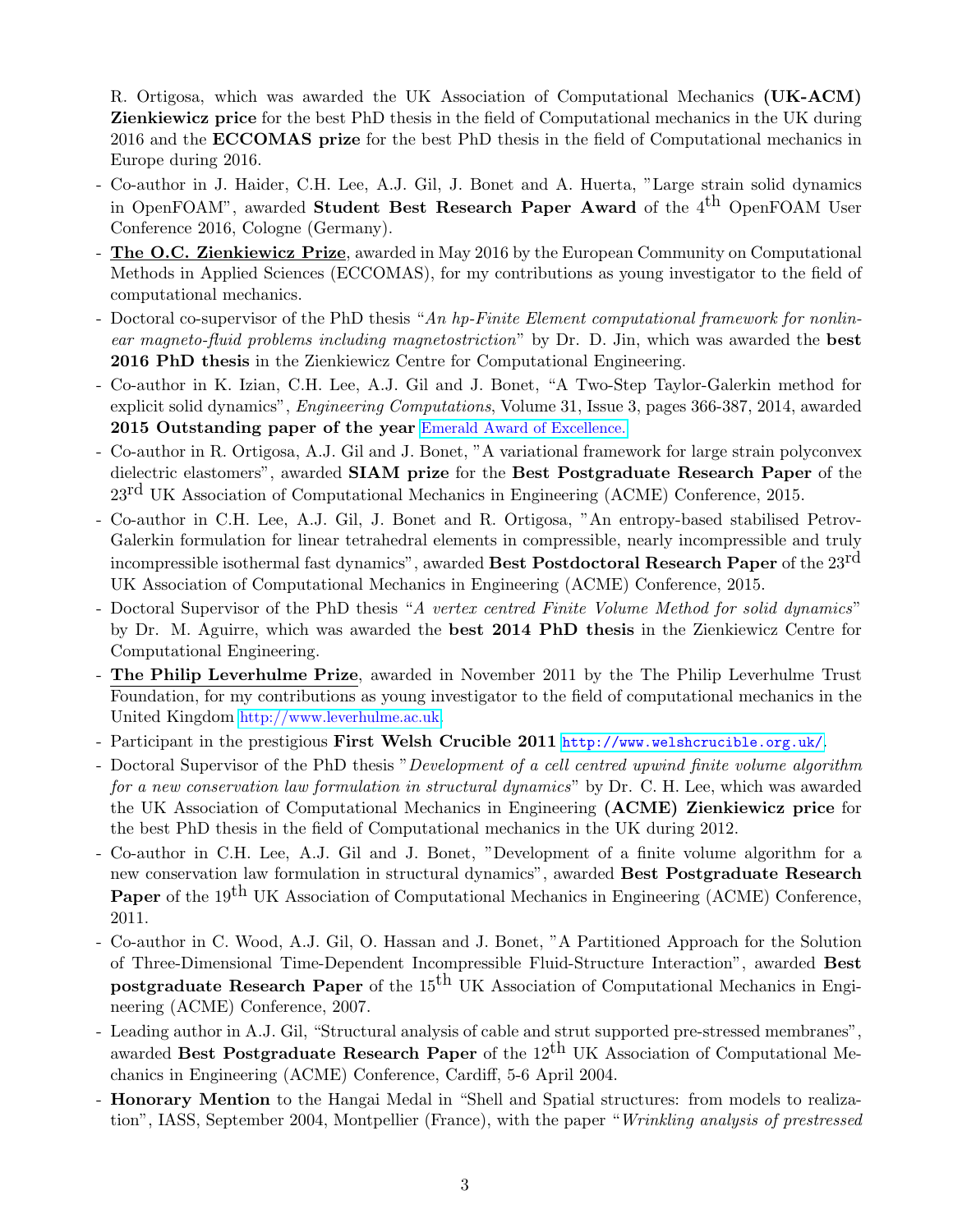R. Ortigosa, which was awarded the UK Association of Computational Mechanics **(UK-ACM) Zienkiewicz price** for the best PhD thesis in the field of Computational mechanics in the UK during 2016 and the **ECCOMAS prize** for the best PhD thesis in the field of Computational mechanics in Europe during 2016.

- Co-author in J. Haider, C.H. Lee, A.J. Gil, J. Bonet and A. Huerta, "Large strain solid dynamics in OpenFOAM", awarded **Student Best Research Paper Award** of the 4th OpenFOAM User Conference 2016, Cologne (Germany).
- **The O.C. Zienkiewicz Prize**, awarded in May 2016 by the European Community on Computational Methods in Applied Sciences (ECCOMAS), for my contributions as young investigator to the field of computational mechanics.
- Doctoral co-supervisor of the PhD thesis "*An hp-Finite Element computational framework for nonlinear magneto-fluid problems including magnetostriction*" by Dr. D. Jin, which was awarded the **best 2016 PhD thesis** in the Zienkiewicz Centre for Computational Engineering.
- Co-author in K. Izian, C.H. Lee, A.J. Gil and J. Bonet, "A Two-Step Taylor-Galerkin method for explicit solid dynamics", *Engineering Computations*, Volume 31, Issue 3, pages 366-387, 2014, awarded **2015 Outstanding paper of the year** Emerald Award of Excellence.
- Co-author in R. Ortigosa, A.J. Gil and J. Bonet, "A variational framework for large strain polyconvex dielectric elastomers", awarded **SIAM prize** for the **Best Postgraduate Research Paper** of the 23rd UK Association of Computational Mechanics in Engineering (ACME) Conference, 2015.
- Co-author in C.H. Lee, A.J. Gil, J. Bonet and R. Ortigosa, "An entropy-based stabilised Petrov-Galerkin formulation for linear tetrahedral elements in compressible, nearly incompressible and truly incompressible isothermal fast dynamics", awarded **Best Postdoctoral Research Paper** of the 23rd UK Association of Computational Mechanics in Engineering (ACME) Conference, 2015.
- Doctoral Supervisor of the PhD thesis "*A vertex centred Finite Volume Method for solid dynamics*" by Dr. M. Aguirre, which was awarded the **best 2014 PhD thesis** in the Zienkiewicz Centre for Computational Engineering.
- **The Philip Leverhulme Prize**, awarded in November 2011 by the The Philip Leverhulme Trust Foundation, for my contributions as young investigator to the field of computational mechanics in the United Kingdom http://www.leverhulme.ac.uk.
- Participant in the prestigious **First Welsh Crucible 2011** http://www.welshcrucible.org.uk/.
- Doctoral Supervisor of the PhD thesis "*Development of a cell centred upwind finite volume algorithm for a new conservation law formulation in structural dynamics*" by Dr. C. H. Lee, which was awarded the UK Association of Computational Mechanics in Engineering **(ACME) Zienkiewicz price** for the best PhD thesis in the field of Computational mechanics in the UK during 2012.
- Co-author in C.H. Lee, A.J. Gil and J. Bonet, "Development of a finite volume algorithm for a new conservation law formulation in structural dynamics", awarded **Best Postgraduate Research Paper** of the 19th UK Association of Computational Mechanics in Engineering (ACME) Conference, 2011.
- Co-author in C. Wood, A.J. Gil, O. Hassan and J. Bonet, "A Partitioned Approach for the Solution of Three-Dimensional Time-Dependent Incompressible Fluid-Structure Interaction", awarded **Best postgraduate Research Paper** of the 15th UK Association of Computational Mechanics in Engineering (ACME) Conference, 2007.
- Leading author in A.J. Gil, "Structural analysis of cable and strut supported pre-stressed membranes", awarded **Best Postgraduate Research Paper** of the 12th UK Association of Computational Mechanics in Engineering (ACME) Conference, Cardiff, 5-6 April 2004.
- **Honorary Mention** to the Hangai Medal in "Shell and Spatial structures: from models to realization", IASS, September 2004, Montpellier (France), with the paper "*Wrinkling analysis of prestressed*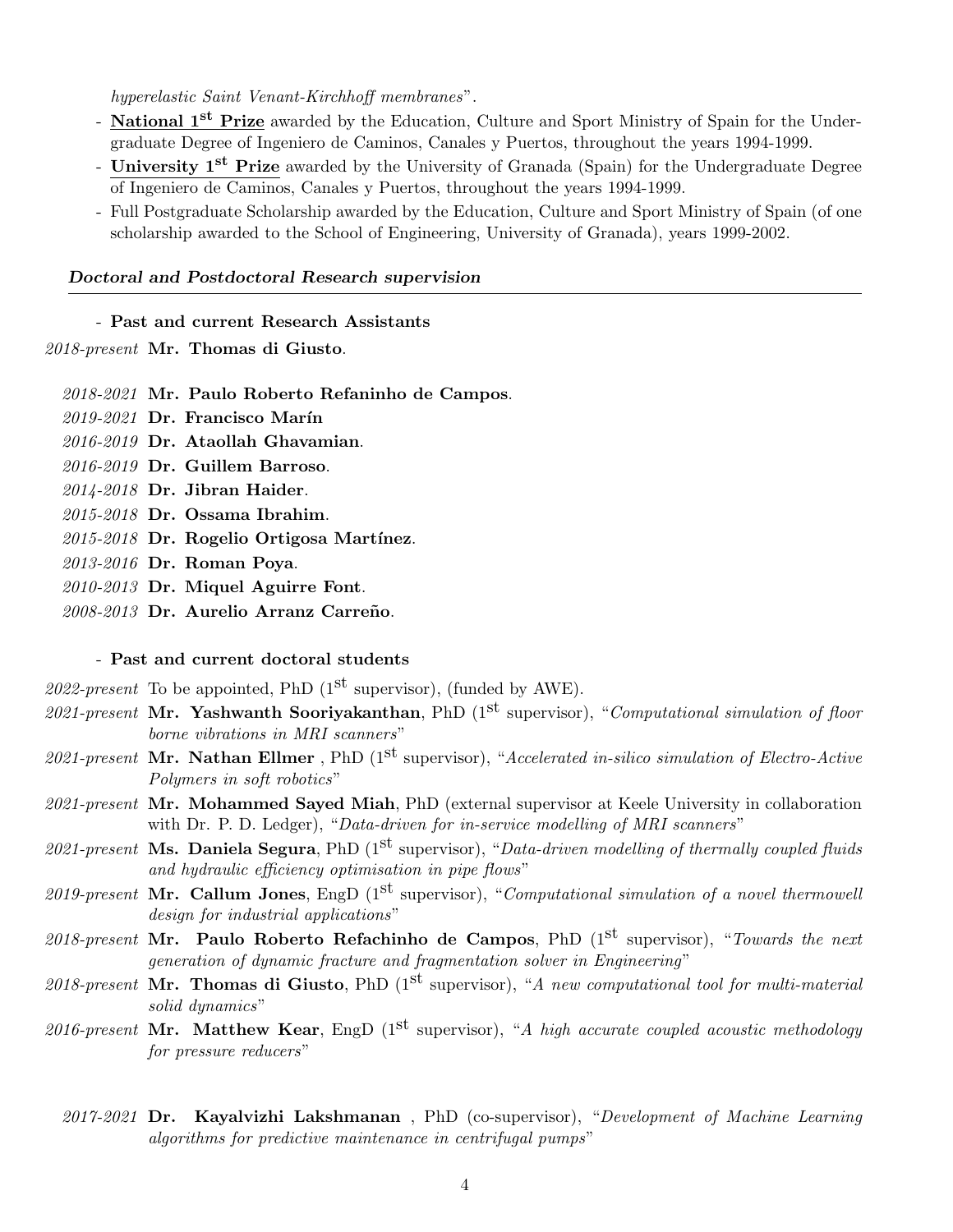*hyperelastic Saint Venant-Kirchhoff membranes*".

- **National 1st Prize** awarded by the Education, Culture and Sport Ministry of Spain for the Undergraduate Degree of Ingeniero de Caminos, Canales y Puertos, throughout the years 1994-1999.
- **University 1st Prize** awarded by the University of Granada (Spain) for the Undergraduate Degree of Ingeniero de Caminos, Canales y Puertos, throughout the years 1994-1999.
- Full Postgraduate Scholarship awarded by the Education, Culture and Sport Ministry of Spain (of one scholarship awarded to the School of Engineering, University of Granada), years 1999-2002.

### ***Doctoral and Postdoctoral Research supervision***

- **Past and current Research Assistants**

*2018-present* **Mr. Thomas di Giusto**.

*2018-2021* **Mr. Paulo Roberto Refaninho de Campos**.

*2019-2021* **Dr. Francisco Marín**

*2016-2019* **Dr. Ataollah Ghavamian**.

*2016-2019* **Dr. Guillem Barroso**.

*2014-2018* **Dr. Jibran Haider**.

*2015-2018* **Dr. Ossama Ibrahim**.

*2015-2018* **Dr. Rogelio Ortigosa Martínez**.

*2013-2016* **Dr. Roman Poya**.

*2010-2013* **Dr. Miquel Aguirre Font**.

*2008-2013* **Dr. Aurelio Arranz Carreño**.

- **Past and current doctoral students**

*2022-present* To be appointed, PhD (1st supervisor), (funded by AWE).

*2021-present* **Mr. Yashwanth Sooriyakanthan**, PhD (1st supervisor), "*Computational simulation of floor borne vibrations in MRI scanners*"

*2021-present* **Mr. Nathan Ellmer** , PhD (1st supervisor), "*Accelerated in-silico simulation of Electro-Active Polymers in soft robotics*"

*2021-present* **Mr. Mohammed Sayed Miah**, PhD (external supervisor at Keele University in collaboration with Dr. P. D. Ledger), "*Data-driven for in-service modelling of MRI scanners*"

*2021-present* **Ms. Daniela Segura**, PhD (1st supervisor), "*Data-driven modelling of thermally coupled fluids and hydraulic efficiency optimisation in pipe flows*"

*2019-present* **Mr. Callum Jones**, EngD (1st supervisor), "*Computational simulation of a novel thermowell design for industrial applications*"

*2018-present* **Mr. Paulo Roberto Refachinho de Campos**, PhD (1st supervisor), "*Towards the next generation of dynamic fracture and fragmentation solver in Engineering*"

*2018-present* **Mr. Thomas di Giusto**, PhD (1st supervisor), "*A new computational tool for multi-material solid dynamics*"

*2016-present* **Mr. Matthew Kear**, EngD (1st supervisor), "*A high accurate coupled acoustic methodology for pressure reducers*"

*2017-2021* **Dr. Kayalvizhi Lakshmanan** , PhD (co-supervisor), "*Development of Machine Learning algorithms for predictive maintenance in centrifugal pumps*"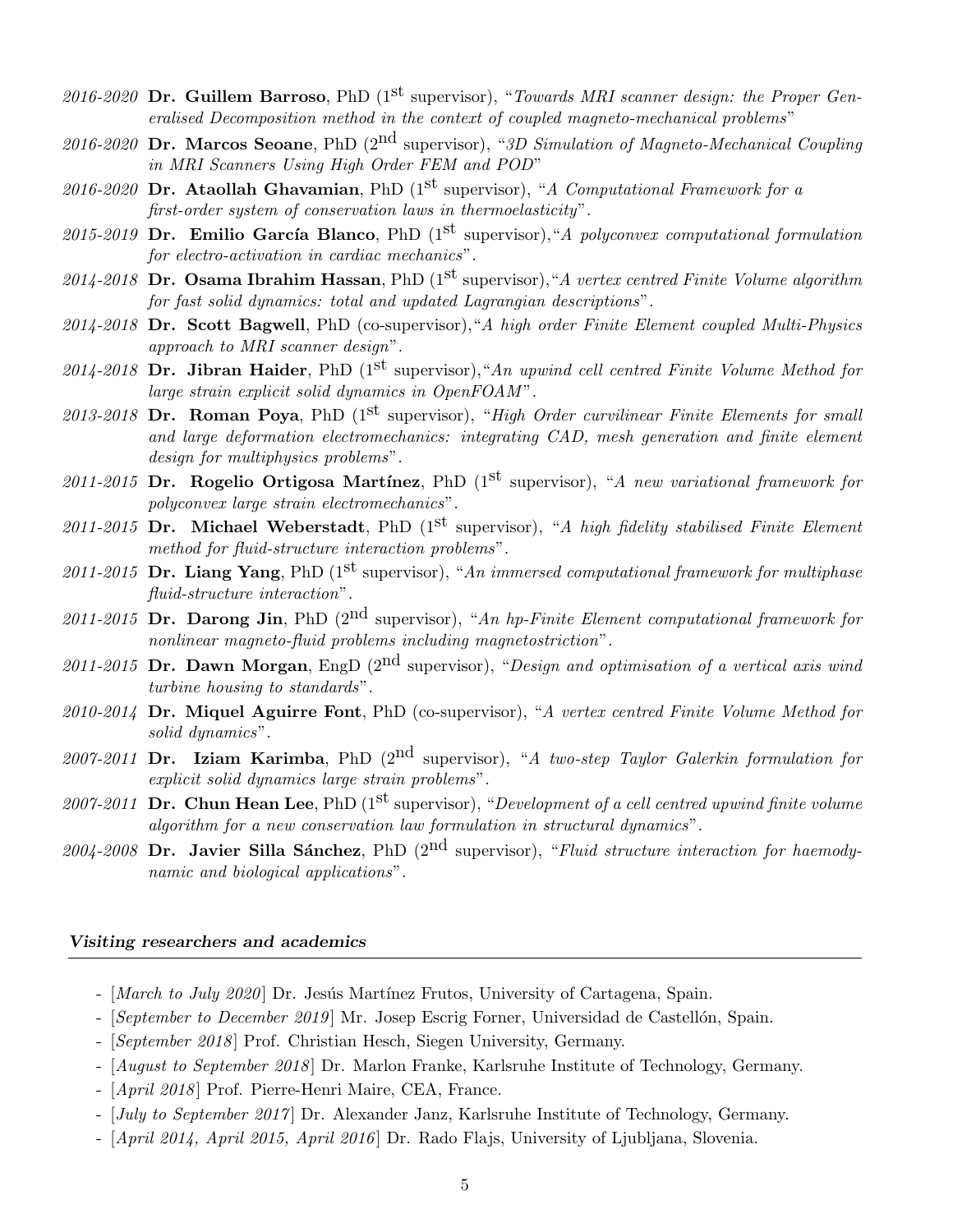- *2016-2020* **Dr. Guillem Barroso**, PhD (1st supervisor), "*Towards MRI scanner design: the Proper Generalised Decomposition method in the context of coupled magneto-mechanical problems*"
- *2016-2020* **Dr. Marcos Seoane**, PhD (2nd supervisor), "*3D Simulation of Magneto-Mechanical Coupling in MRI Scanners Using High Order FEM and POD*"
- *2016-2020* **Dr. Ataollah Ghavamian**, PhD (1st supervisor), "*A Computational Framework for a first-order system of conservation laws in thermoelasticity*".
- *2015-2019* **Dr. Emilio García Blanco**, PhD (1st supervisor),"*A polyconvex computational formulation for electro-activation in cardiac mechanics*".
- *2014-2018* **Dr. Osama Ibrahim Hassan**, PhD (1st supervisor),"*A vertex centred Finite Volume algorithm for fast solid dynamics: total and updated Lagrangian descriptions*".
- *2014-2018* **Dr. Scott Bagwell**, PhD (co-supervisor),"*A high order Finite Element coupled Multi-Physics approach to MRI scanner design*".
- *2014-2018* **Dr. Jibran Haider**, PhD (1st supervisor),"*An upwind cell centred Finite Volume Method for large strain explicit solid dynamics in OpenFOAM*".
- *2013-2018* **Dr. Roman Poya**, PhD (1st supervisor), "*High Order curvilinear Finite Elements for small and large deformation electromechanics: integrating CAD, mesh generation and finite element design for multiphysics problems*".
- *2011-2015* **Dr. Rogelio Ortigosa Martínez**, PhD (1st supervisor), "*A new variational framework for polyconvex large strain electromechanics*".
- *2011-2015* **Dr. Michael Weberstadt**, PhD (1st supervisor), "*A high fidelity stabilised Finite Element method for fluid-structure interaction problems*".
- *2011-2015* **Dr. Liang Yang**, PhD (1st supervisor), "*An immersed computational framework for multiphase fluid-structure interaction*".
- *2011-2015* **Dr. Darong Jin**, PhD (2nd supervisor), "*An hp-Finite Element computational framework for nonlinear magneto-fluid problems including magnetostriction*".
- *2011-2015* **Dr. Dawn Morgan**, EngD (2nd supervisor), "*Design and optimisation of a vertical axis wind turbine housing to standards*".
- *2010-2014* **Dr. Miquel Aguirre Font**, PhD (co-supervisor), "*A vertex centred Finite Volume Method for solid dynamics*".
- *2007-2011* **Dr. Iziam Karimba**, PhD (2nd supervisor), "*A two-step Taylor Galerkin formulation for explicit solid dynamics large strain problems*".
- *2007-2011* **Dr. Chun Hean Lee**, PhD (1st supervisor), "*Development of a cell centred upwind finite volume algorithm for a new conservation law formulation in structural dynamics*".
- *2004-2008* **Dr. Javier Silla Sánchez**, PhD (2nd supervisor), "*Fluid structure interaction for haemodynamic and biological applications*".

### *Visiting researchers and academics*

- [*March to July 2020*] Dr. Jesús Martínez Frutos, University of Cartagena, Spain.
- [*September to December 2019*] Mr. Josep Escrig Forner, Universidad de Castellón, Spain.
- [*September 2018*] Prof. Christian Hesch, Siegen University, Germany.
- [*August to September 2018*] Dr. Marlon Franke, Karlsruhe Institute of Technology, Germany.
- [*April 2018*] Prof. Pierre-Henri Maire, CEA, France.
- [*July to September 2017*] Dr. Alexander Janz, Karlsruhe Institute of Technology, Germany.
- [*April 2014, April 2015, April 2016*] Dr. Rado Flajs, University of Ljubljana, Slovenia.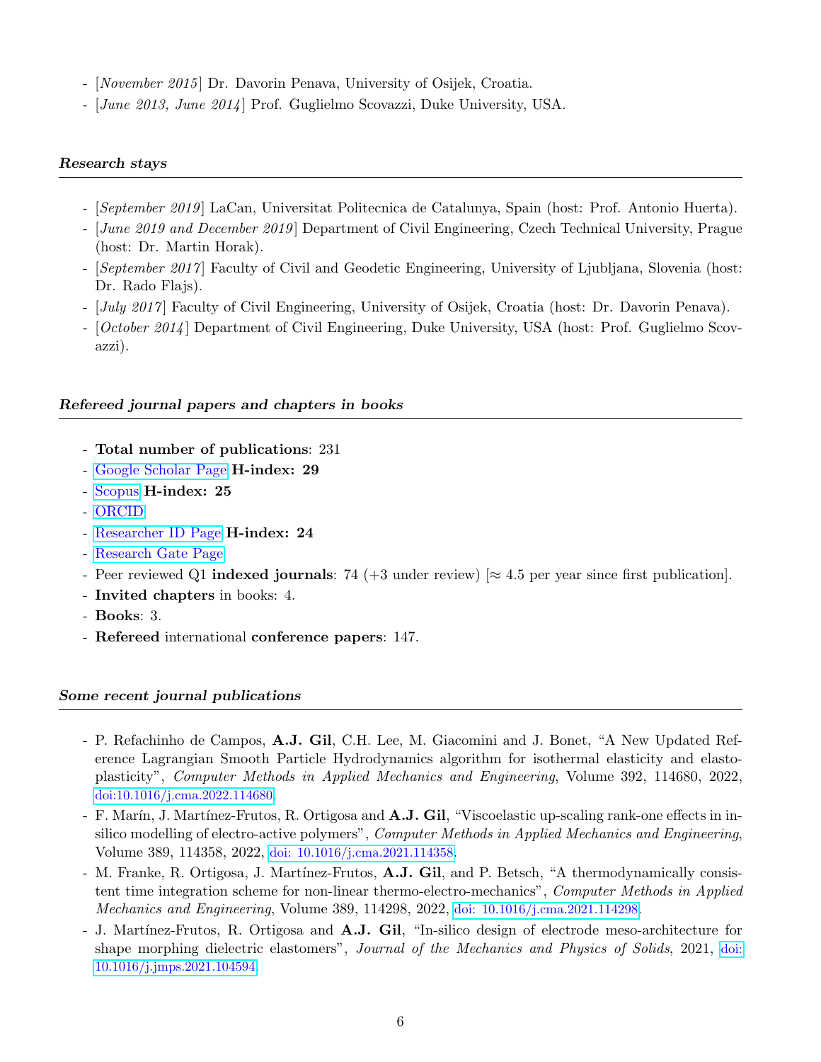- [*November 2015*] Dr. Davorin Penava, University of Osijek, Croatia.
- [*June 2013, June 2014*] Prof. Guglielmo Scovazzi, Duke University, USA.

### *Research stays*

- [*September 2019*] LaCan, Universitat Politecnica de Catalunya, Spain (host: Prof. Antonio Huerta).
- [*June 2019 and December 2019*] Department of Civil Engineering, Czech Technical University, Prague (host: Dr. Martin Horak).
- [*September 2017*] Faculty of Civil and Geodetic Engineering, University of Ljubljana, Slovenia (host: Dr. Rado Flajs).
- [*July 2017*] Faculty of Civil Engineering, University of Osijek, Croatia (host: Dr. Davorin Penava).
- [*October 2014*] Department of Civil Engineering, Duke University, USA (host: Prof. Guglielmo Scovazzi).

### *Refereed journal papers and chapters in books*

- **Total number of publications**: 231
- Google Scholar Page **H-index: 29**
- Scopus **H-index: 25**
- ORCID
- Researcher ID Page **H-index: 24**
- Research Gate Page
- Peer reviewed Q1 **indexed journals**: 74 (+3 under review) [≈ 4.5 per year since first publication].
- **Invited chapters** in books: 4.
- **Books**: 3.
- **Refereed** international **conference papers**: 147.

### *Some recent journal publications*

- P. Refachinho de Campos, **A.J. Gil**, C.H. Lee, M. Giacomini and J. Bonet, "A New Updated Reference Lagrangian Smooth Particle Hydrodynamics algorithm for isothermal elasticity and elasto-plasticity", *Computer Methods in Applied Mechanics and Engineering*, Volume 392, 114680, 2022, doi:10.1016/j.cma.2022.114680.
- F. Marín, J. Martínez-Frutos, R. Ortigosa and **A.J. Gil**, "Viscoelastic up-scaling rank-one effects in in-silico modelling of electro-active polymers", *Computer Methods in Applied Mechanics and Engineering*, Volume 389, 114358, 2022, doi: 10.1016/j.cma.2021.114358.
- M. Franke, R. Ortigosa, J. Martínez-Frutos, **A.J. Gil**, and P. Betsch, "A thermodynamically consistent time integration scheme for non-linear thermo-electro-mechanics", *Computer Methods in Applied Mechanics and Engineering*, Volume 389, 114298, 2022, doi: 10.1016/j.cma.2021.114298.
- J. Martínez-Frutos, R. Ortigosa and **A.J. Gil**, "In-silico design of electrode meso-architecture for shape morphing dielectric elastomers", *Journal of the Mechanics and Physics of Solids*, 2021, doi: 10.1016/j.jmps.2021.104594.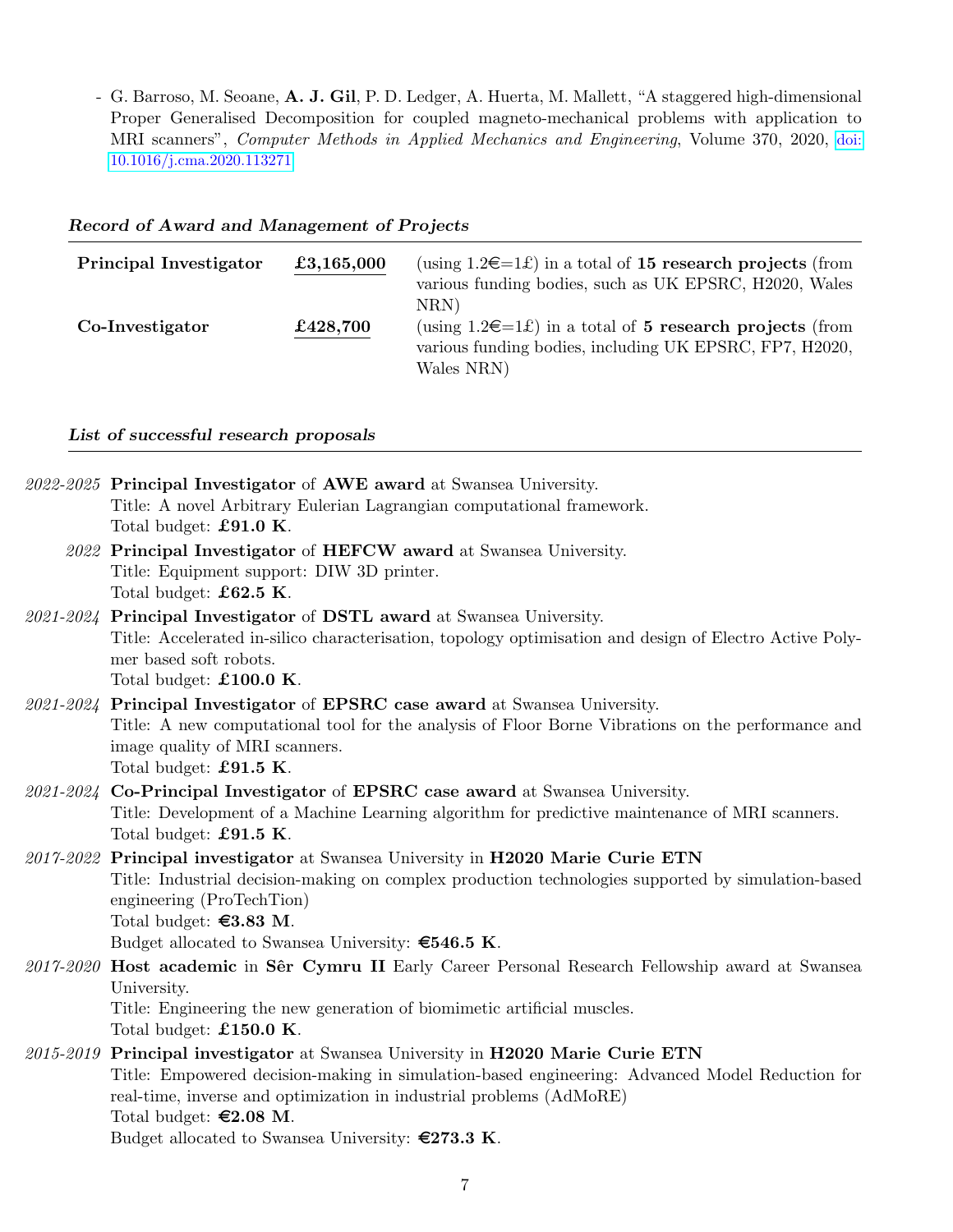- G. Barroso, M. Seoane, **A. J. Gil**, P. D. Ledger, A. Huerta, M. Mallett, "A staggered high-dimensional Proper Generalised Decomposition for coupled magneto-mechanical problems with application to MRI scanners", *Computer Methods in Applied Mechanics and Engineering*, Volume 370, 2020, doi: 10.1016/j.cma.2020.113271

### *Record of Award and Management of Projects*

| | | |
|---|---|---|
| **Principal Investigator** | **£3,165,000** | (using 1.2€=1£) in a total of **15 research projects** (from various funding bodies, such as UK EPSRC, H2020, Wales NRN) |
| **Co-Investigator** | **£428,700** | (using 1.2€=1£) in a total of **5 research projects** (from various funding bodies, including UK EPSRC, FP7, H2020, Wales NRN) |

### *List of successful research proposals*

*2022-2025* **Principal Investigator** of **AWE award** at Swansea University.
Title: A novel Arbitrary Eulerian Lagrangian computational framework.
Total budget: **£91.0 K**.

*2022* **Principal Investigator** of **HEFCW award** at Swansea University.
Title: Equipment support: DIW 3D printer.
Total budget: **£62.5 K**.

*2021-2024* **Principal Investigator** of **DSTL award** at Swansea University.
Title: Accelerated in-silico characterisation, topology optimisation and design of Electro Active Polymer based soft robots.
Total budget: **£100.0 K**.

*2021-2024* **Principal Investigator** of **EPSRC case award** at Swansea University.
Title: A new computational tool for the analysis of Floor Borne Vibrations on the performance and image quality of MRI scanners.
Total budget: **£91.5 K**.

*2021-2024* **Co-Principal Investigator** of **EPSRC case award** at Swansea University.
Title: Development of a Machine Learning algorithm for predictive maintenance of MRI scanners.
Total budget: **£91.5 K**.

*2017-2022* **Principal investigator** at Swansea University in **H2020 Marie Curie ETN**
Title: Industrial decision-making on complex production technologies supported by simulation-based engineering (ProTechTion)
Total budget: **€3.83 M**.
Budget allocated to Swansea University: **€546.5 K**.

*2017-2020* **Host academic** in **Sêr Cymru II** Early Career Personal Research Fellowship award at Swansea University.
Title: Engineering the new generation of biomimetic artificial muscles.
Total budget: **£150.0 K**.

*2015-2019* **Principal investigator** at Swansea University in **H2020 Marie Curie ETN**
Title: Empowered decision-making in simulation-based engineering: Advanced Model Reduction for real-time, inverse and optimization in industrial problems (AdMoRE)
Total budget: **€2.08 M**.
Budget allocated to Swansea University: **€273.3 K**.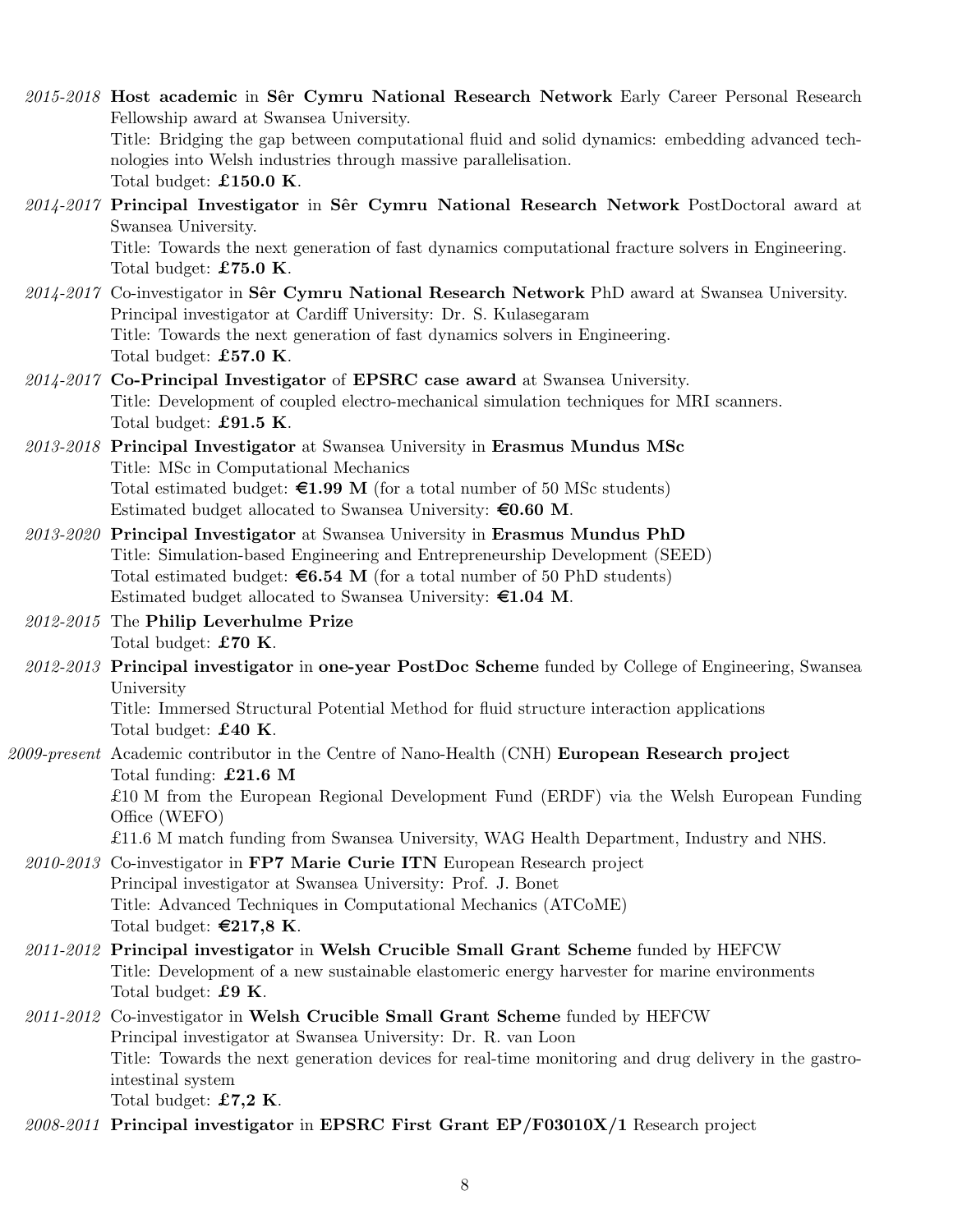*2015-2018* **Host academic** in **Sêr Cymru National Research Network** Early Career Personal Research Fellowship award at Swansea University.
Title: Bridging the gap between computational fluid and solid dynamics: embedding advanced technologies into Welsh industries through massive parallelisation.
Total budget: **£150.0 K**.

*2014-2017* **Principal Investigator** in **Sêr Cymru National Research Network** PostDoctoral award at Swansea University.
Title: Towards the next generation of fast dynamics computational fracture solvers in Engineering.
Total budget: **£75.0 K**.

*2014-2017* Co-investigator in **Sêr Cymru National Research Network** PhD award at Swansea University.
Principal investigator at Cardiff University: Dr. S. Kulasegaram
Title: Towards the next generation of fast dynamics solvers in Engineering.
Total budget: **£57.0 K**.

*2014-2017* **Co-Principal Investigator** of **EPSRC case award** at Swansea University.
Title: Development of coupled electro-mechanical simulation techniques for MRI scanners.
Total budget: **£91.5 K**.

*2013-2018* **Principal Investigator** at Swansea University in **Erasmus Mundus MSc**
Title: MSc in Computational Mechanics
Total estimated budget: **€1.99 M** (for a total number of 50 MSc students)
Estimated budget allocated to Swansea University: **€0.60 M**.

*2013-2020* **Principal Investigator** at Swansea University in **Erasmus Mundus PhD**
Title: Simulation-based Engineering and Entrepreneurship Development (SEED)
Total estimated budget: **€6.54 M** (for a total number of 50 PhD students)
Estimated budget allocated to Swansea University: **€1.04 M**.

*2012-2015* The **Philip Leverhulme Prize**
Total budget: **£70 K**.

*2012-2013* **Principal investigator** in **one-year PostDoc Scheme** funded by College of Engineering, Swansea University
Title: Immersed Structural Potential Method for fluid structure interaction applications
Total budget: **£40 K**.

*2009-present* Academic contributor in the Centre of Nano-Health (CNH) **European Research project**
Total funding: **£21.6 M**
£10 M from the European Regional Development Fund (ERDF) via the Welsh European Funding Office (WEFO)
£11.6 M match funding from Swansea University, WAG Health Department, Industry and NHS.

*2010-2013* Co-investigator in **FP7 Marie Curie ITN** European Research project
Principal investigator at Swansea University: Prof. J. Bonet
Title: Advanced Techniques in Computational Mechanics (ATCoME)
Total budget: **€217,8 K**.

*2011-2012* **Principal investigator** in **Welsh Crucible Small Grant Scheme** funded by HEFCW
Title: Development of a new sustainable elastomeric energy harvester for marine environments
Total budget: **£9 K**.

*2011-2012* Co-investigator in **Welsh Crucible Small Grant Scheme** funded by HEFCW
Principal investigator at Swansea University: Dr. R. van Loon
Title: Towards the next generation devices for real-time monitoring and drug delivery in the gastro-intestinal system
Total budget: **£7,2 K**.

*2008-2011* **Principal investigator** in **EPSRC First Grant EP/F03010X/1** Research project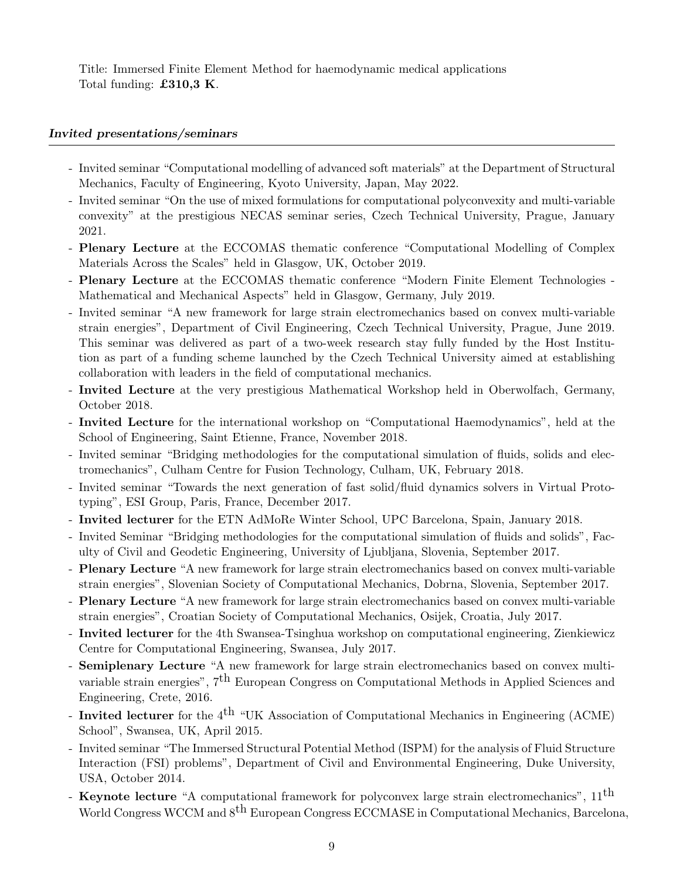Title: Immersed Finite Element Method for haemodynamic medical applications
Total funding: **£310,3 K**.

### *Invited presentations/seminars*

- Invited seminar "Computational modelling of advanced soft materials" at the Department of Structural Mechanics, Faculty of Engineering, Kyoto University, Japan, May 2022.
- Invited seminar "On the use of mixed formulations for computational polyconvexity and multi-variable convexity" at the prestigious NECAS seminar series, Czech Technical University, Prague, January 2021.
- **Plenary Lecture** at the ECCOMAS thematic conference "Computational Modelling of Complex Materials Across the Scales" held in Glasgow, UK, October 2019.
- **Plenary Lecture** at the ECCOMAS thematic conference "Modern Finite Element Technologies - Mathematical and Mechanical Aspects" held in Glasgow, Germany, July 2019.
- Invited seminar "A new framework for large strain electromechanics based on convex multi-variable strain energies", Department of Civil Engineering, Czech Technical University, Prague, June 2019. This seminar was delivered as part of a two-week research stay fully funded by the Host Institution as part of a funding scheme launched by the Czech Technical University aimed at establishing collaboration with leaders in the field of computational mechanics.
- **Invited Lecture** at the very prestigious Mathematical Workshop held in Oberwolfach, Germany, October 2018.
- **Invited Lecture** for the international workshop on "Computational Haemodynamics", held at the School of Engineering, Saint Etienne, France, November 2018.
- Invited seminar "Bridging methodologies for the computational simulation of fluids, solids and electromechanics", Culham Centre for Fusion Technology, Culham, UK, February 2018.
- Invited seminar "Towards the next generation of fast solid/fluid dynamics solvers in Virtual Prototyping", ESI Group, Paris, France, December 2017.
- **Invited lecturer** for the ETN AdMoRe Winter School, UPC Barcelona, Spain, January 2018.
- Invited Seminar "Bridging methodologies for the computational simulation of fluids and solids", Faculty of Civil and Geodetic Engineering, University of Ljubljana, Slovenia, September 2017.
- **Plenary Lecture** "A new framework for large strain electromechanics based on convex multi-variable strain energies", Slovenian Society of Computational Mechanics, Dobrna, Slovenia, September 2017.
- **Plenary Lecture** "A new framework for large strain electromechanics based on convex multi-variable strain energies", Croatian Society of Computational Mechanics, Osijek, Croatia, July 2017.
- **Invited lecturer** for the 4th Swansea-Tsinghua workshop on computational engineering, Zienkiewicz Centre for Computational Engineering, Swansea, July 2017.
- **Semiplenary Lecture** "A new framework for large strain electromechanics based on convex multi-variable strain energies", 7$^{\text{th}}$ European Congress on Computational Methods in Applied Sciences and Engineering, Crete, 2016.
- **Invited lecturer** for the 4$^{\text{th}}$ "UK Association of Computational Mechanics in Engineering (ACME) School", Swansea, UK, April 2015.
- Invited seminar "The Immersed Structural Potential Method (ISPM) for the analysis of Fluid Structure Interaction (FSI) problems", Department of Civil and Environmental Engineering, Duke University, USA, October 2014.
- **Keynote lecture** "A computational framework for polyconvex large strain electromechanics", 11$^{\text{th}}$ World Congress WCCM and 8$^{\text{th}}$ European Congress ECCMASE in Computational Mechanics, Barcelona,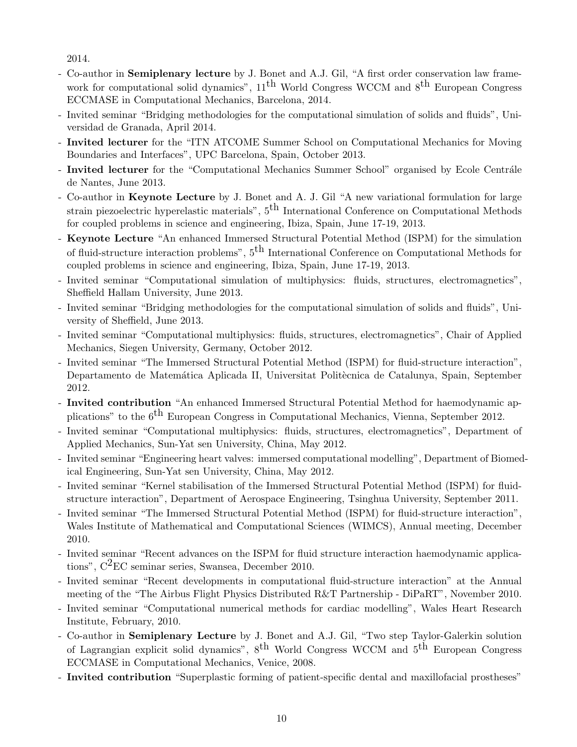2014.

- Co-author in **Semiplenary lecture** by J. Bonet and A.J. Gil, "A first order conservation law framework for computational solid dynamics", $11^{\text{th}}$ World Congress WCCM and $8^{\text{th}}$ European Congress ECCMASE in Computational Mechanics, Barcelona, 2014.
- Invited seminar "Bridging methodologies for the computational simulation of solids and fluids", Universidad de Granada, April 2014.
- **Invited lecturer** for the "ITN ATCOME Summer School on Computational Mechanics for Moving Boundaries and Interfaces", UPC Barcelona, Spain, October 2013.
- **Invited lecturer** for the "Computational Mechanics Summer School" organised by Ecole Centrále de Nantes, June 2013.
- Co-author in **Keynote Lecture** by J. Bonet and A. J. Gil "A new variational formulation for large strain piezoelectric hyperelastic materials", $5^{\text{th}}$ International Conference on Computational Methods for coupled problems in science and engineering, Ibiza, Spain, June 17-19, 2013.
- **Keynote Lecture** "An enhanced Immersed Structural Potential Method (ISPM) for the simulation of fluid-structure interaction problems", $5^{\text{th}}$ International Conference on Computational Methods for coupled problems in science and engineering, Ibiza, Spain, June 17-19, 2013.
- Invited seminar "Computational simulation of multiphysics: fluids, structures, electromagnetics", Sheffield Hallam University, June 2013.
- Invited seminar "Bridging methodologies for the computational simulation of solids and fluids", University of Sheffield, June 2013.
- Invited seminar "Computational multiphysics: fluids, structures, electromagnetics", Chair of Applied Mechanics, Siegen University, Germany, October 2012.
- Invited seminar "The Immersed Structural Potential Method (ISPM) for fluid-structure interaction", Departamento de Matemática Aplicada II, Universitat Politècnica de Catalunya, Spain, September 2012.
- **Invited contribution** "An enhanced Immersed Structural Potential Method for haemodynamic applications" to the $6^{\text{th}}$ European Congress in Computational Mechanics, Vienna, September 2012.
- Invited seminar "Computational multiphysics: fluids, structures, electromagnetics", Department of Applied Mechanics, Sun-Yat sen University, China, May 2012.
- Invited seminar "Engineering heart valves: immersed computational modelling", Department of Biomedical Engineering, Sun-Yat sen University, China, May 2012.
- Invited seminar "Kernel stabilisation of the Immersed Structural Potential Method (ISPM) for fluid-structure interaction", Department of Aerospace Engineering, Tsinghua University, September 2011.
- Invited seminar "The Immersed Structural Potential Method (ISPM) for fluid-structure interaction", Wales Institute of Mathematical and Computational Sciences (WIMCS), Annual meeting, December 2010.
- Invited seminar "Recent advances on the ISPM for fluid structure interaction haemodynamic applications", $C^2EC$ seminar series, Swansea, December 2010.
- Invited seminar "Recent developments in computational fluid-structure interaction" at the Annual meeting of the "The Airbus Flight Physics Distributed R&T Partnership - DiPaRT", November 2010.
- Invited seminar "Computational numerical methods for cardiac modelling", Wales Heart Research Institute, February, 2010.
- Co-author in **Semiplenary Lecture** by J. Bonet and A.J. Gil, "Two step Taylor-Galerkin solution of Lagrangian explicit solid dynamics", $8^{\text{th}}$ World Congress WCCM and $5^{\text{th}}$ European Congress ECCMASE in Computational Mechanics, Venice, 2008.
- **Invited contribution** "Superplastic forming of patient-specific dental and maxillofacial prostheses"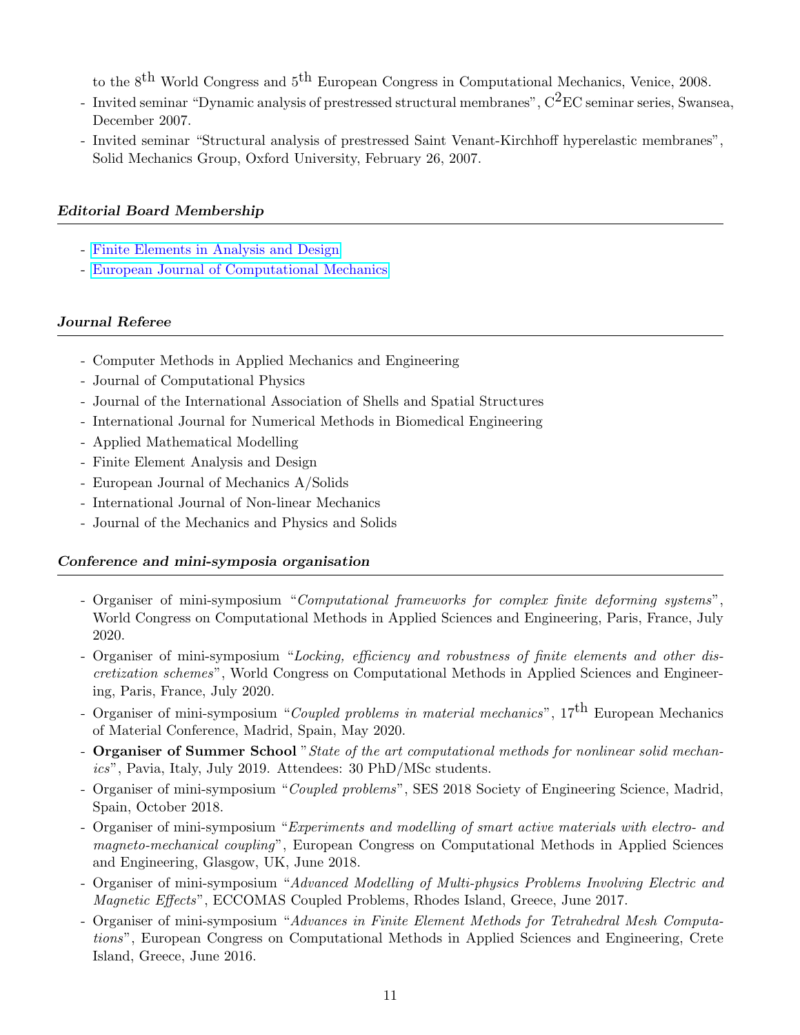to the $8^{\text{th}}$ World Congress and $5^{\text{th}}$ European Congress in Computational Mechanics, Venice, 2008.

- Invited seminar "Dynamic analysis of prestressed structural membranes", $C^2$EC seminar series, Swansea, December 2007.
- Invited seminar "Structural analysis of prestressed Saint Venant-Kirchhoff hyperelastic membranes", Solid Mechanics Group, Oxford University, February 26, 2007.

### *Editorial Board Membership*

- Finite Elements in Analysis and Design
- European Journal of Computational Mechanics

### *Journal Referee*

- Computer Methods in Applied Mechanics and Engineering
- Journal of Computational Physics
- Journal of the International Association of Shells and Spatial Structures
- International Journal for Numerical Methods in Biomedical Engineering
- Applied Mathematical Modelling
- Finite Element Analysis and Design
- European Journal of Mechanics A/Solids
- International Journal of Non-linear Mechanics
- Journal of the Mechanics and Physics and Solids

### *Conference and mini-symposia organisation*

- Organiser of mini-symposium "*Computational frameworks for complex finite deforming systems*", World Congress on Computational Methods in Applied Sciences and Engineering, Paris, France, July 2020.
- Organiser of mini-symposium "*Locking, efficiency and robustness of finite elements and other discretization schemes*", World Congress on Computational Methods in Applied Sciences and Engineering, Paris, France, July 2020.
- Organiser of mini-symposium "*Coupled problems in material mechanics*", $17^{\text{th}}$ European Mechanics of Material Conference, Madrid, Spain, May 2020.
- **Organiser of Summer School** "*State of the art computational methods for nonlinear solid mechanics*", Pavia, Italy, July 2019. Attendees: 30 PhD/MSc students.
- Organiser of mini-symposium "*Coupled problems*", SES 2018 Society of Engineering Science, Madrid, Spain, October 2018.
- Organiser of mini-symposium "*Experiments and modelling of smart active materials with electro- and magneto-mechanical coupling*", European Congress on Computational Methods in Applied Sciences and Engineering, Glasgow, UK, June 2018.
- Organiser of mini-symposium "*Advanced Modelling of Multi-physics Problems Involving Electric and Magnetic Effects*", ECCOMAS Coupled Problems, Rhodes Island, Greece, June 2017.
- Organiser of mini-symposium "*Advances in Finite Element Methods for Tetrahedral Mesh Computations*", European Congress on Computational Methods in Applied Sciences and Engineering, Crete Island, Greece, June 2016.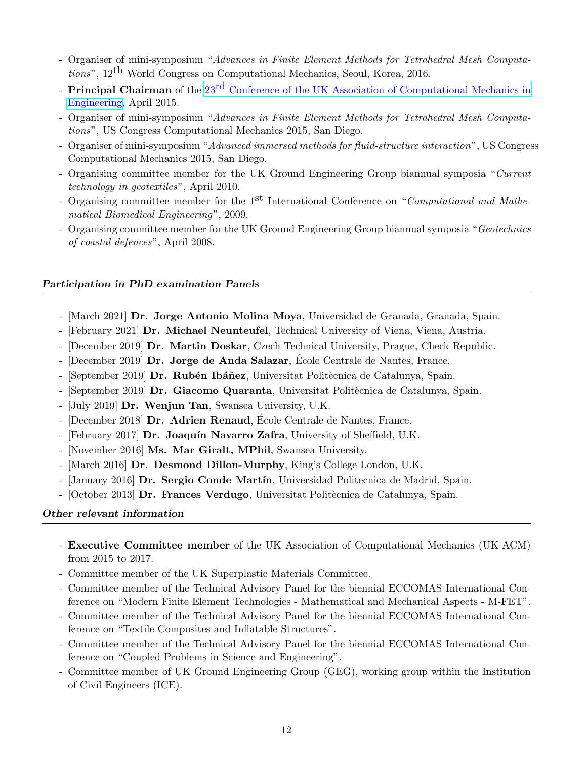- Organiser of mini-symposium "*Advances in Finite Element Methods for Tetrahedral Mesh Computations*", 12th World Congress on Computational Mechanics, Seoul, Korea, 2016.
- **Principal Chairman** of the 23rd Conference of the UK Association of Computational Mechanics in Engineering, April 2015.
- Organiser of mini-symposium "*Advances in Finite Element Methods for Tetrahedral Mesh Computations*", US Congress Computational Mechanics 2015, San Diego.
- Organiser of mini-symposium "*Advanced immersed methods for fluid-structure interaction*", US Congress Computational Mechanics 2015, San Diego.
- Organising committee member for the UK Ground Engineering Group biannual symposia "*Current technology in geotextiles*", April 2010.
- Organising committee member for the 1st International Conference on "*Computational and Mathematical Biomedical Engineering*", 2009.
- Organising committee member for the UK Ground Engineering Group biannual symposia "*Geotechnics of coastal defences*", April 2008.

### *Participation in PhD examination Panels*

- [March 2021] **Dr. Jorge Antonio Molina Moya**, Universidad de Granada, Granada, Spain.
- [February 2021] **Dr. Michael Neunteufel**, Technical University of Viena, Viena, Austria.
- [December 2019] **Dr. Martin Doskar**, Czech Technical University, Prague, Check Republic.
- [December 2019] **Dr. Jorge de Anda Salazar**, École Centrale de Nantes, France.
- [September 2019] **Dr. Rubén Ibáñez**, Universitat Politècnica de Catalunya, Spain.
- [September 2019] **Dr. Giacomo Quaranta**, Universitat Politècnica de Catalunya, Spain.
- [July 2019] **Dr. Wenjun Tan**, Swansea University, U.K.
- [December 2018] **Dr. Adrien Renaud**, École Centrale de Nantes, France.
- [February 2017] **Dr. Joaquín Navarro Zafra**, University of Sheffield, U.K.
- [November 2016] **Ms. Mar Giralt, MPhil**, Swansea University.
- [March 2016] **Dr. Desmond Dillon-Murphy**, King's College London, U.K.
- [January 2016] **Dr. Sergio Conde Martín**, Universidad Politecnica de Madrid, Spain.
- [October 2013] **Dr. Frances Verdugo**, Universitat Politècnica de Catalunya, Spain.

### *Other relevant information*

- **Executive Committee member** of the UK Association of Computational Mechanics (UK-ACM) from 2015 to 2017.
- Committee member of the UK Superplastic Materials Committee.
- Committee member of the Technical Advisory Panel for the biennial ECCOMAS International Conference on "Modern Finite Element Technologies - Mathematical and Mechanical Aspects - M-FET".
- Committee member of the Technical Advisory Panel for the biennial ECCOMAS International Conference on "Textile Composites and Inflatable Structures".
- Committee member of the Technical Advisory Panel for the biennial ECCOMAS International Conference on "Coupled Problems in Science and Engineering".
- Committee member of UK Ground Engineering Group (GEG), working group within the Institution of Civil Engineers (ICE).